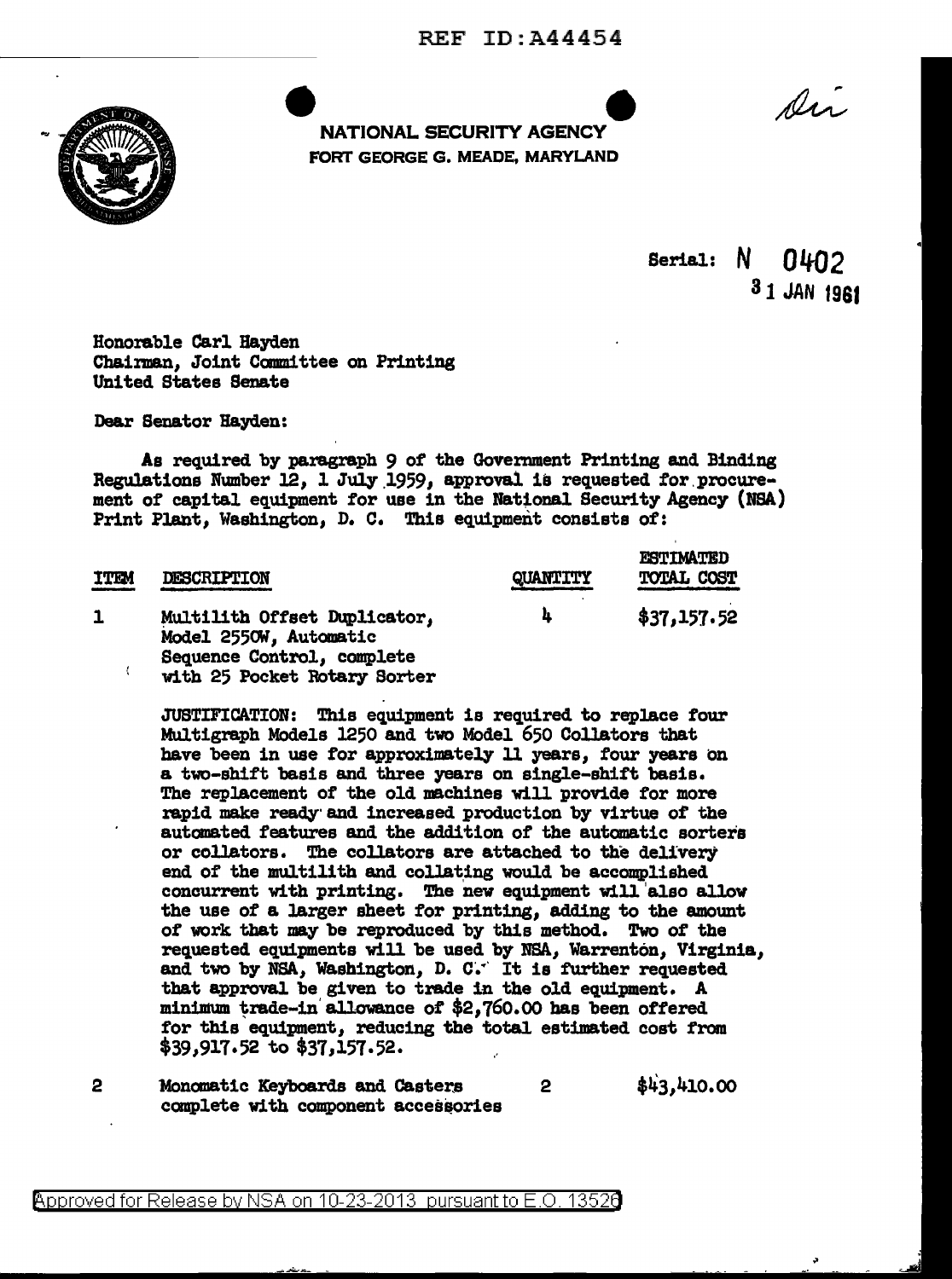REF ID:A44454

NATIONAL SECURITY AGENCY
FORT GEORGE G. MEADE, MARYLAND

Serial: N 0402
31 JAN 1961

Honorable Carl Hayden
Chairman, Joint Committee on Printing
United States Senate

Dear Senator Hayden:

As required by paragraph 9 of the Government Printing and Binding Regulations Number 12, 1 July 1959, approval is requested for procurement of capital equipment for use in the National Security Agency (NSA) Print Plant, Washington, D. C. This equipment consists of:

| ITEM | DESCRIPTION | QUANTITY | ESTIMATED TOTAL COST |
|---|---|---|---|
| 1 | Multilith Offset Duplicator, Model 2550W, Automatic Sequence Control, complete with 25 Pocket Rotary Sorter | 4 | $37,157.52 |

JUSTIFICATION: This equipment is required to replace four Multigraph Models 1250 and two Model 650 Collators that have been in use for approximately 11 years, four years on a two-shift basis and three years on single-shift basis. The replacement of the old machines will provide for more rapid make ready and increased production by virtue of the automated features and the addition of the automatic sorters or collators. The collators are attached to the delivery end of the multilith and collating would be accomplished concurrent with printing. The new equipment will also allow the use of a larger sheet for printing, adding to the amount of work that may be reproduced by this method. Two of the requested equipments will be used by NSA, Warrenton, Virginia, and two by NSA, Washington, D. C. It is further requested that approval be given to trade in the old equipment. A minimum trade-in allowance of $2,760.00 has been offered for this equipment, reducing the total estimated cost from $39,917.52 to $37,157.52.

| ITEM | DESCRIPTION | QUANTITY | ESTIMATED TOTAL COST |
|---|---|---|---|
| 2 | Monomatic Keyboards and Casters complete with component accessories | 2 | $43,410.00 |

Approved for Release by NSA on 10-23-2013 pursuant to E.O. 13526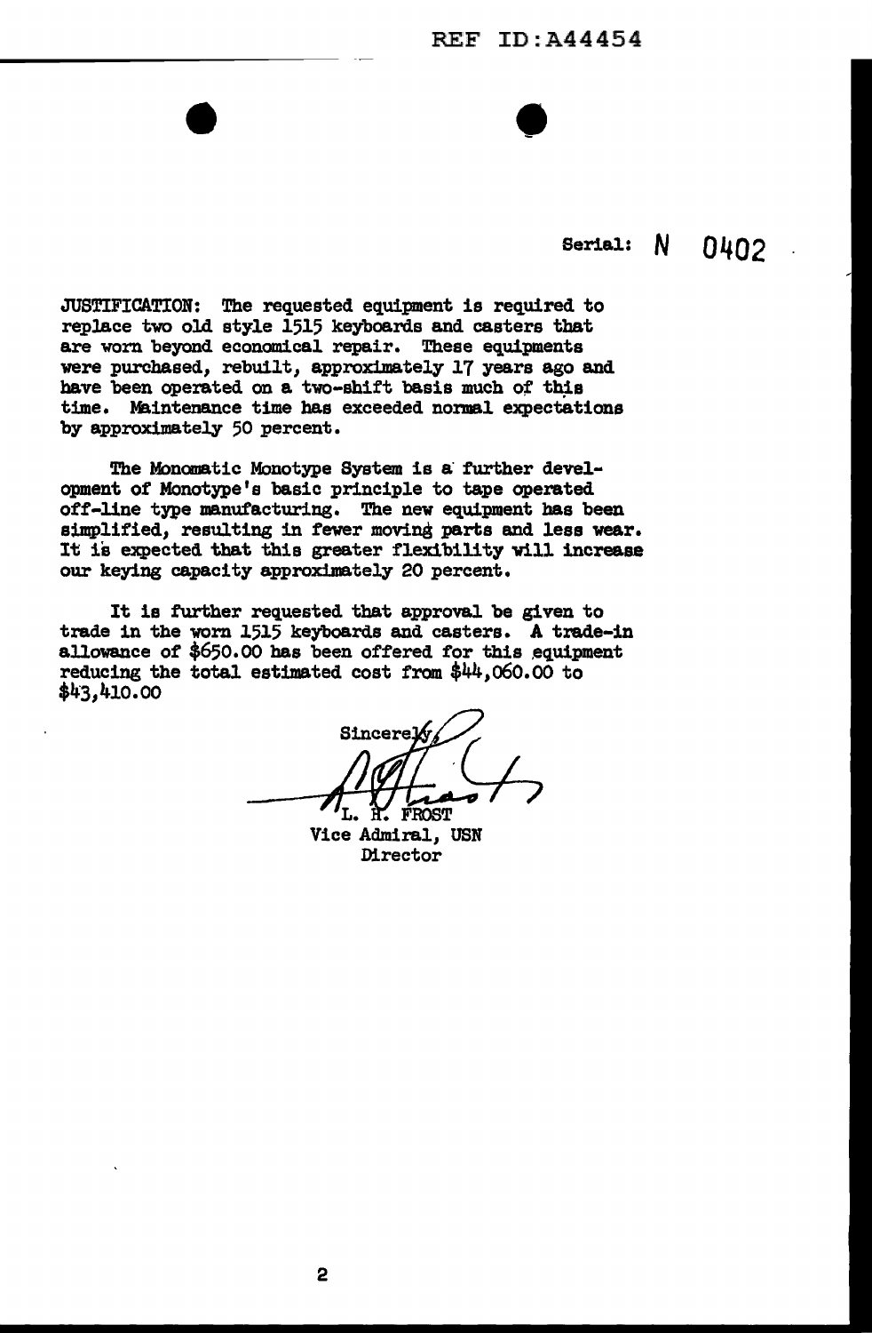Serial: N 0402

JUSTIFICATION: The requested equipment is required to replace two old style 1515 keyboards and casters that are worn beyond economical repair. These equipments were purchased, rebuilt, approximately 17 years ago and have been operated on a two-shift basis much of this time. Maintenance time has exceeded normal expectations by approximately 50 percent.

The Monomatic Monotype System is a further development of Monotype's basic principle to tape operated off-line type manufacturing. The new equipment has been simplified, resulting in fewer moving parts and less wear. It is expected that this greater flexibility will increase our keying capacity approximately 20 percent.

It is further requested that approval be given to trade in the worn 1515 keyboards and casters. A trade-in allowance of $650.00 has been offered for this equipment reducing the total estimated cost from $44,060.00 to $43,410.00

Sincerely,

L. H. FROST
Vice Admiral, USN
Director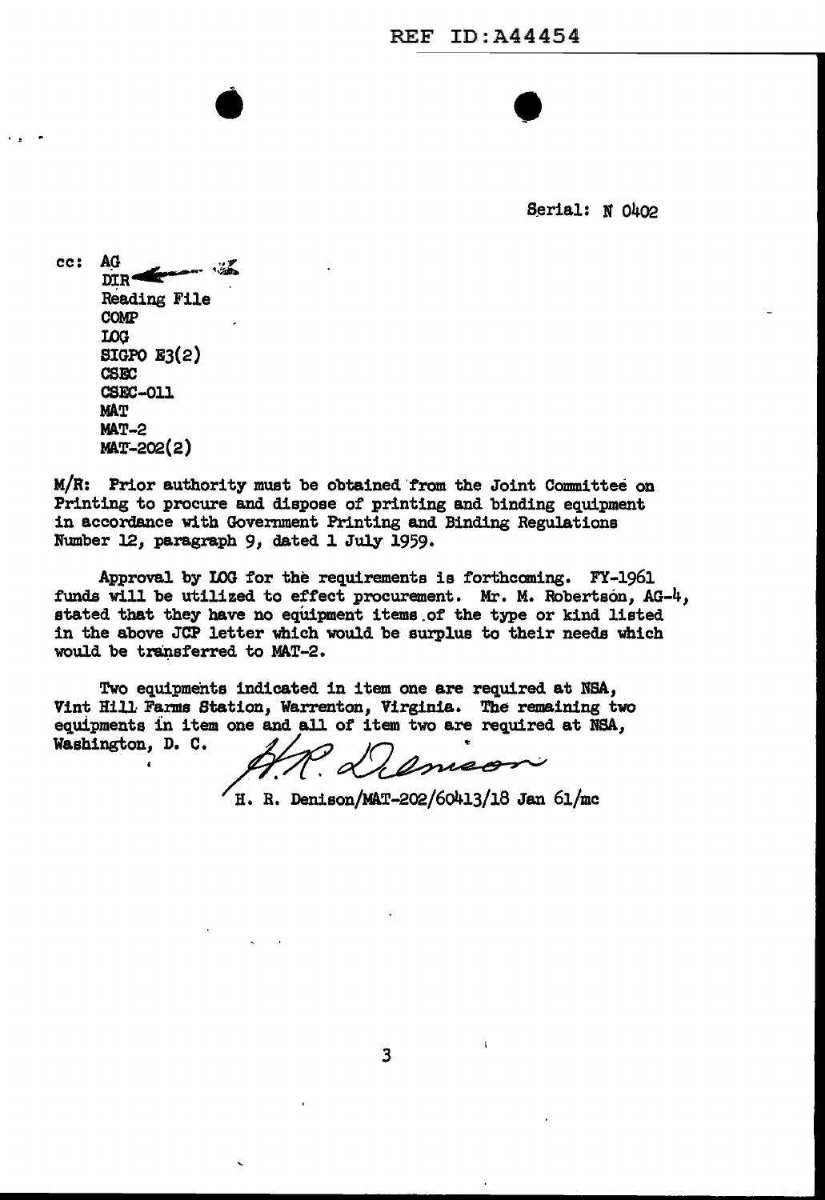REF ID:A44454

Serial: N 0402

cc: AG
DIR
Reading File
COMP
LOG
SIGPO E3(2)
CSEC
CSEC-011
MAT
MAT-2
MAT-202(2)

M/R: Prior authority must be obtained from the Joint Committee on Printing to procure and dispose of printing and binding equipment in accordance with Government Printing and Binding Regulations Number 12, paragraph 9, dated 1 July 1959.

Approval by LOG for the requirements is forthcoming. FY-1961 funds will be utilized to effect procurement. Mr. M. Robertson, AG-4, stated that they have no equipment items of the type or kind listed in the above JCP letter which would be surplus to their needs which would be transferred to MAT-2.

Two equipments indicated in item one are required at NSA, Vint Hill Farms Station, Warrenton, Virginia. The remaining two equipments in item one and all of item two are required at NSA, Washington, D. C.

H. R. Denison

H. R. Denison/MAT-202/60413/18 Jan 61/mc